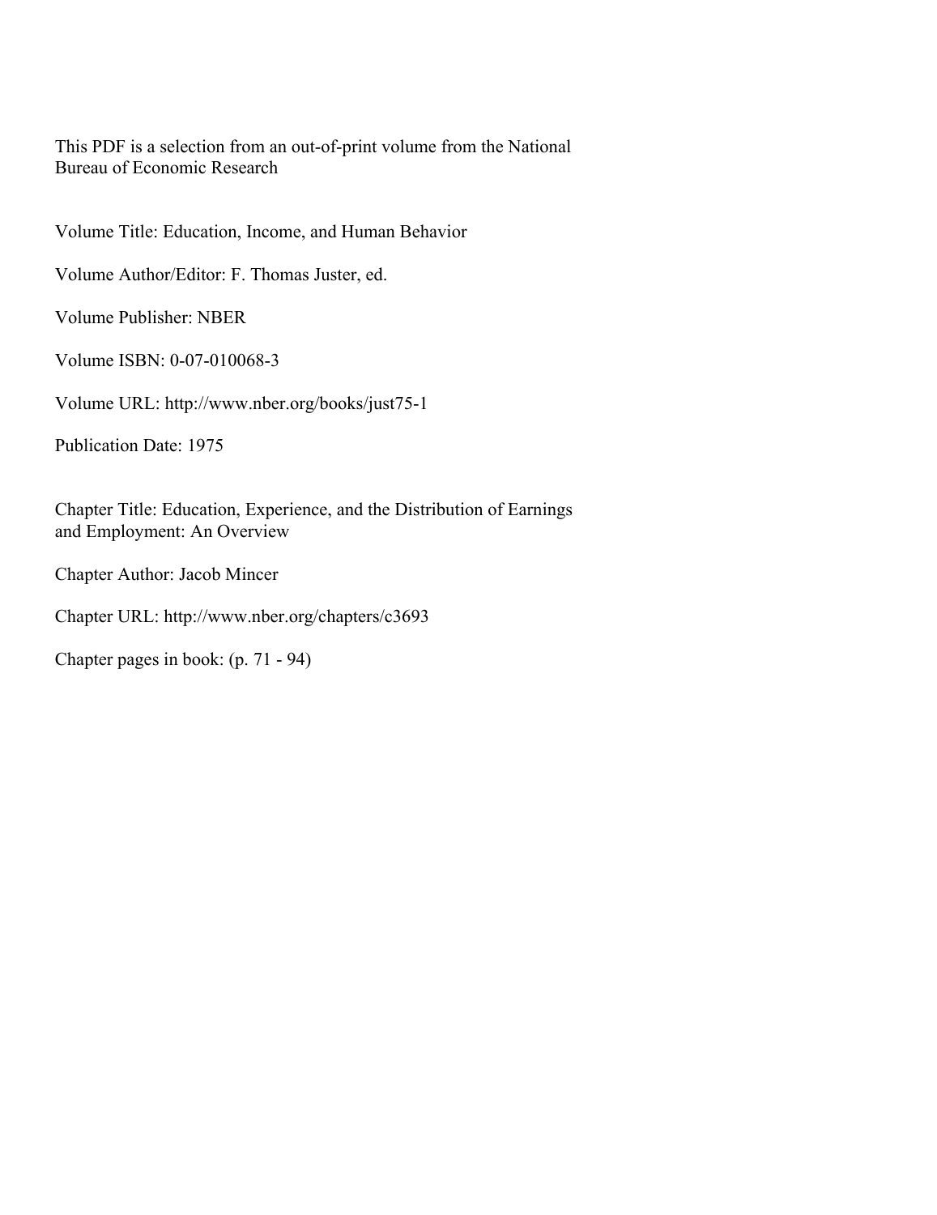This PDF is a selection from an out-of-print volume from the National Bureau of Economic Research

Volume Title: Education, Income, and Human Behavior

Volume Author/Editor: F. Thomas Juster, ed.

Volume Publisher: NBER

Volume ISBN: 0-07-010068-3

Volume URL: http://www.nber.org/books/just75-1

Publication Date: 1975

Chapter Title: Education, Experience, and the Distribution of Earnings and Employment: An Overview

Chapter Author: Jacob Mincer

Chapter URL: http://www.nber.org/chapters/c3693

Chapter pages in book: (p. 71 - 94)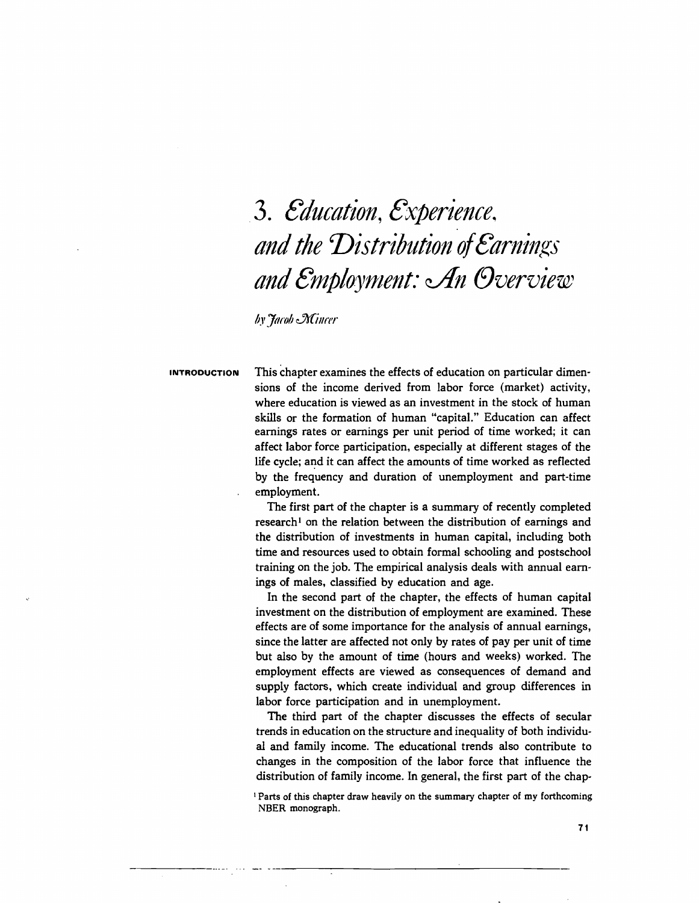# 3. Education, Experience, and the Distribution of Earnings and Employment: An Overview

*by Jacob Mincer*

**INTRODUCTION**

This chapter examines the effects of education on particular dimensions of the income derived from labor force (market) activity, where education is viewed as an investment in the stock of human skills or the formation of human "capital." Education can affect earnings rates or earnings per unit period of time worked; it can affect labor force participation, especially at different stages of the life cycle; and it can affect the amounts of time worked as reflected by the frequency and duration of unemployment and part-time employment.

The first part of the chapter is a summary of recently completed research[1] on the relation between the distribution of earnings and the distribution of investments in human capital, including both time and resources used to obtain formal schooling and postschool training on the job. The empirical analysis deals with annual earnings of males, classified by education and age.

In the second part of the chapter, the effects of human capital investment on the distribution of employment are examined. These effects are of some importance for the analysis of annual earnings, since the latter are affected not only by rates of pay per unit of time but also by the amount of time (hours and weeks) worked. The employment effects are viewed as consequences of demand and supply factors, which create individual and group differences in labor force participation and in unemployment.

The third part of the chapter discusses the effects of secular trends in education on the structure and inequality of both individual and family income. The educational trends also contribute to changes in the composition of the labor force that influence the distribution of family income. In general, the first part of the chap-

[1] Parts of this chapter draw heavily on the summary chapter of my forthcoming NBER monograph.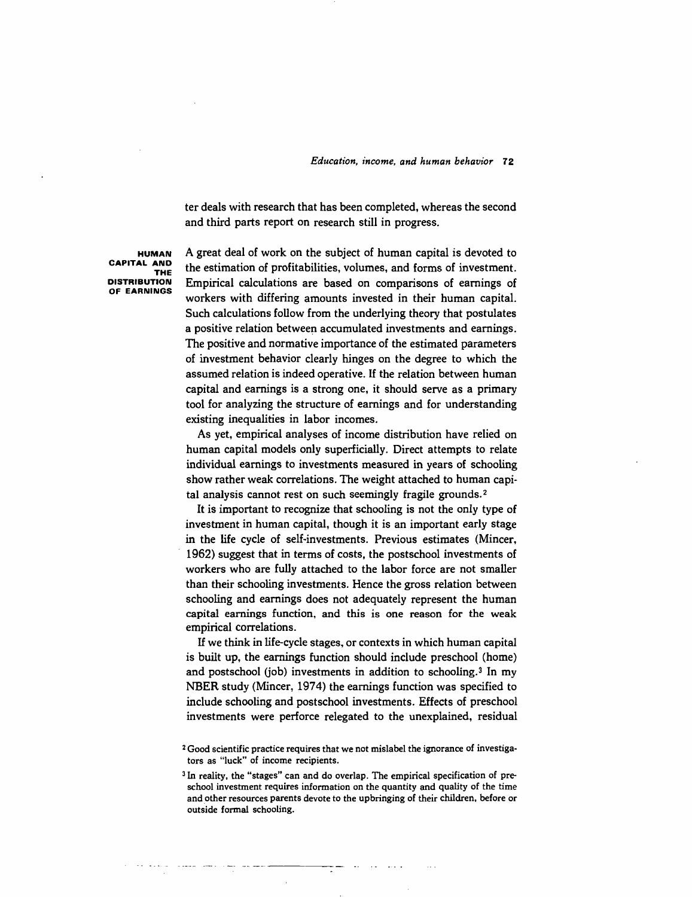ter deals with research that has been completed, whereas the second and third parts report on research still in progress.

## HUMAN CAPITAL AND THE DISTRIBUTION OF EARNINGS

A great deal of work on the subject of human capital is devoted to the estimation of profitabilities, volumes, and forms of investment. Empirical calculations are based on comparisons of earnings of workers with differing amounts invested in their human capital. Such calculations follow from the underlying theory that postulates a positive relation between accumulated investments and earnings. The positive and normative importance of the estimated parameters of investment behavior clearly hinges on the degree to which the assumed relation is indeed operative. If the relation between human capital and earnings is a strong one, it should serve as a primary tool for analyzing the structure of earnings and for understanding existing inequalities in labor incomes.

As yet, empirical analyses of income distribution have relied on human capital models only superficially. Direct attempts to relate individual earnings to investments measured in years of schooling show rather weak correlations. The weight attached to human capital analysis cannot rest on such seemingly fragile grounds.[2]

It is important to recognize that schooling is not the only type of investment in human capital, though it is an important early stage in the life cycle of self-investments. Previous estimates (Mincer, 1962) suggest that in terms of costs, the postschool investments of workers who are fully attached to the labor force are not smaller than their schooling investments. Hence the gross relation between schooling and earnings does not adequately represent the human capital earnings function, and this is one reason for the weak empirical correlations.

If we think in life-cycle stages, or contexts in which human capital is built up, the earnings function should include preschool (home) and postschool (job) investments in addition to schooling.[3] In my NBER study (Mincer, 1974) the earnings function was specified to include schooling and postschool investments. Effects of preschool investments were perforce relegated to the unexplained, residual

[2] Good scientific practice requires that we not mislabel the ignorance of investigators as "luck" of income recipients.

[3] In reality, the "stages" can and do overlap. The empirical specification of preschool investment requires information on the quantity and quality of the time and other resources parents devote to the upbringing of their children, before or outside formal schooling.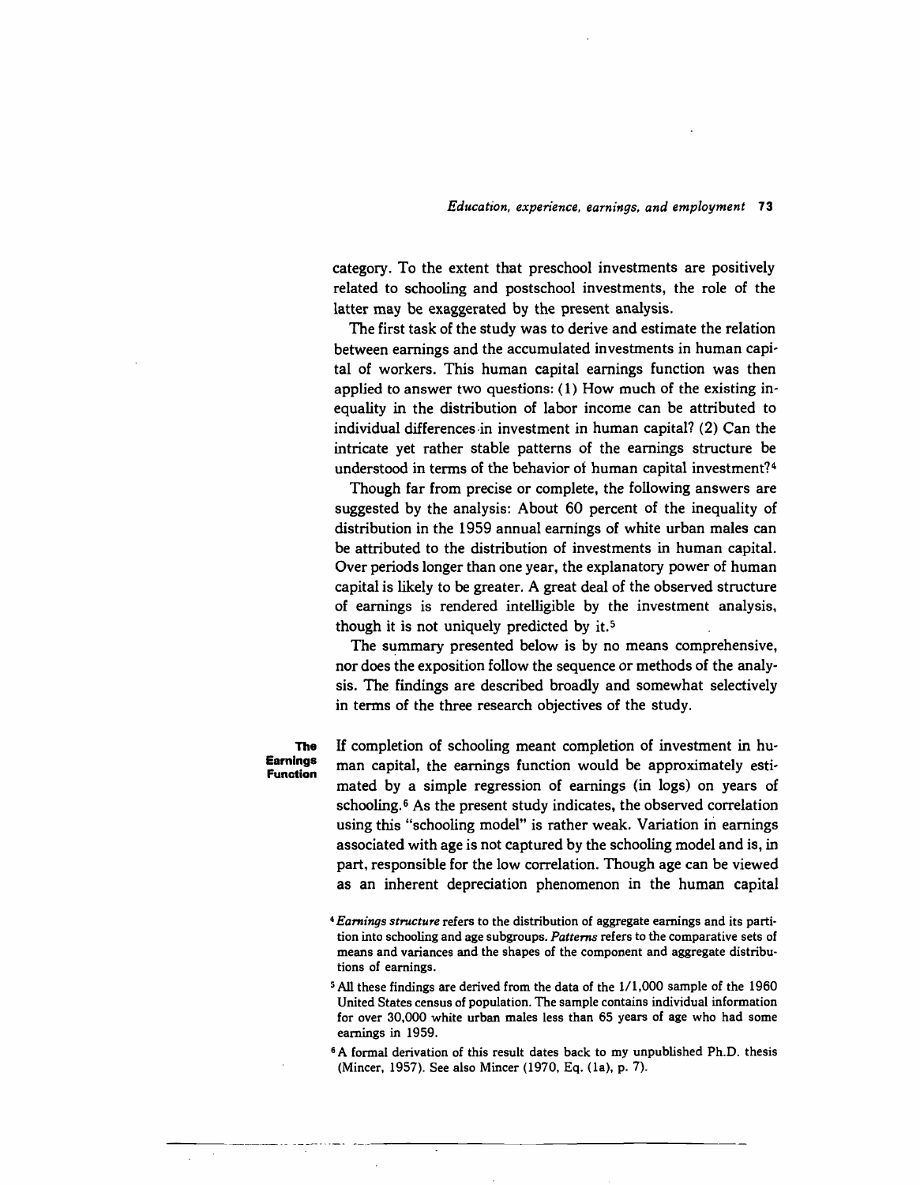category. To the extent that preschool investments are positively related to schooling and postschool investments, the role of the latter may be exaggerated by the present analysis.

The first task of the study was to derive and estimate the relation between earnings and the accumulated investments in human capital of workers. This human capital earnings function was then applied to answer two questions: (1) How much of the existing inequality in the distribution of labor income can be attributed to individual differences in investment in human capital? (2) Can the intricate yet rather stable patterns of the earnings structure be understood in terms of the behavior of human capital investment?[4]

Though far from precise or complete, the following answers are suggested by the analysis: About 60 percent of the inequality of distribution in the 1959 annual earnings of white urban males can be attributed to the distribution of investments in human capital. Over periods longer than one year, the explanatory power of human capital is likely to be greater. A great deal of the observed structure of earnings is rendered intelligible by the investment analysis, though it is not uniquely predicted by it.[5]

The summary presented below is by no means comprehensive, nor does the exposition follow the sequence or methods of the analysis. The findings are described broadly and somewhat selectively in terms of the three research objectives of the study.

## The Earnings Function

If completion of schooling meant completion of investment in human capital, the earnings function would be approximately estimated by a simple regression of earnings (in logs) on years of schooling.[6] As the present study indicates, the observed correlation using this "schooling model" is rather weak. Variation in earnings associated with age is not captured by the schooling model and is, in part, responsible for the low correlation. Though age can be viewed as an inherent depreciation phenomenon in the human capital

[4] *Earnings structure* refers to the distribution of aggregate earnings and its partition into schooling and age subgroups. *Patterns* refers to the comparative sets of means and variances and the shapes of the component and aggregate distributions of earnings.

[5] All these findings are derived from the data of the 1/1,000 sample of the 1960 United States census of population. The sample contains individual information for over 30,000 white urban males less than 65 years of age who had some earnings in 1959.

[6] A formal derivation of this result dates back to my unpublished Ph.D. thesis (Mincer, 1957). See also Mincer (1970, Eq. (1a), p. 7).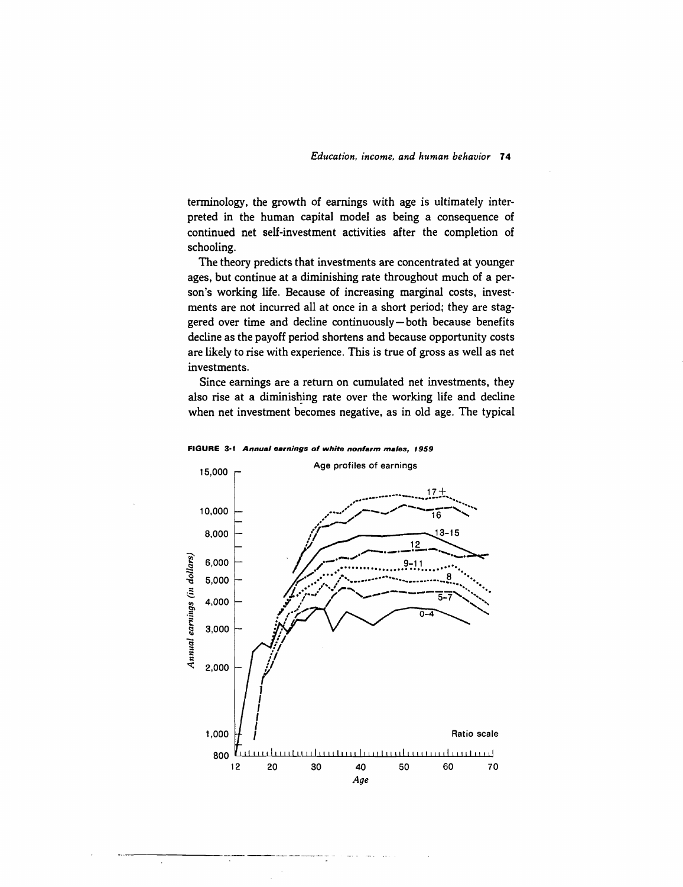terminology, the growth of earnings with age is ultimately interpreted in the human capital model as being a consequence of continued net self-investment activities after the completion of schooling.

The theory predicts that investments are concentrated at younger ages, but continue at a diminishing rate throughout much of a person's working life. Because of increasing marginal costs, investments are not incurred all at once in a short period; they are staggered over time and decline continuously—both because benefits decline as the payoff period shortens and because opportunity costs are likely to rise with experience. This is true of gross as well as net investments.

Since earnings are a return on cumulated net investments, they also rise at a diminishing rate over the working life and decline when net investment becomes negative, as in old age. The typical

**FIGURE 3-1** ***Annual earnings of white nonfarm males, 1959***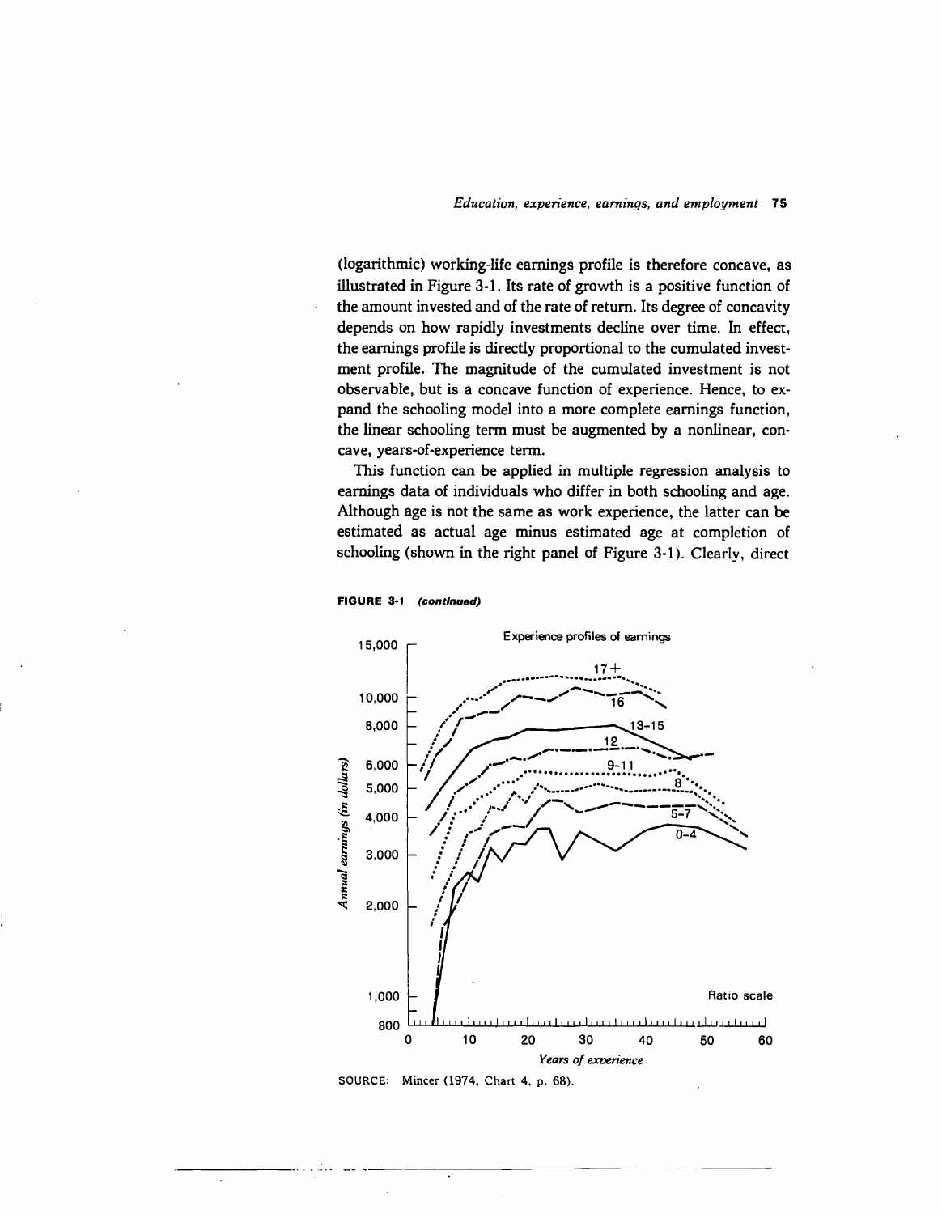(logarithmic) working-life earnings profile is therefore concave, as illustrated in Figure 3-1. Its rate of growth is a positive function of the amount invested and of the rate of return. Its degree of concavity depends on how rapidly investments decline over time. In effect, the earnings profile is directly proportional to the cumulated investment profile. The magnitude of the cumulated investment is not observable, but is a concave function of experience. Hence, to expand the schooling model into a more complete earnings function, the linear schooling term must be augmented by a nonlinear, concave, years-of-experience term.

This function can be applied in multiple regression analysis to earnings data of individuals who differ in both schooling and age. Although age is not the same as work experience, the latter can be estimated as actual age minus estimated age at completion of schooling (shown in the right panel of Figure 3-1). Clearly, direct

**FIGURE 3-1** *(continued)*

SOURCE: Mincer (1974, Chart 4, p. 68).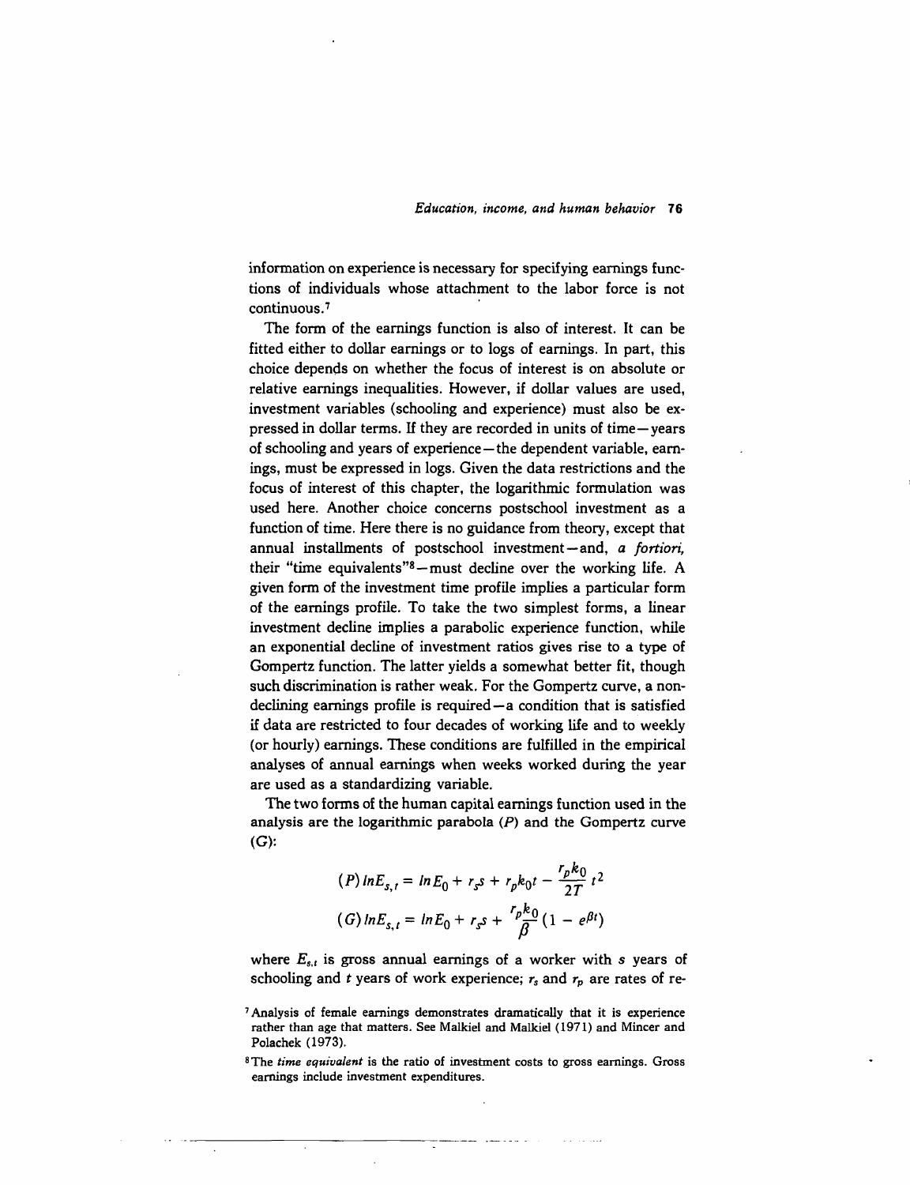information on experience is necessary for specifying earnings functions of individuals whose attachment to the labor force is not continuous.[7]

The form of the earnings function is also of interest. It can be fitted either to dollar earnings or to logs of earnings. In part, this choice depends on whether the focus of interest is on absolute or relative earnings inequalities. However, if dollar values are used, investment variables (schooling and experience) must also be expressed in dollar terms. If they are recorded in units of time—years of schooling and years of experience—the dependent variable, earnings, must be expressed in logs. Given the data restrictions and the focus of interest of this chapter, the logarithmic formulation was used here. Another choice concerns postschool investment as a function of time. Here there is no guidance from theory, except that annual installments of postschool investment—and, *a fortiori*, their "time equivalents"[8]—must decline over the working life. A given form of the investment time profile implies a particular form of the earnings profile. To take the two simplest forms, a linear investment decline implies a parabolic experience function, while an exponential decline of investment ratios gives rise to a type of Gompertz function. The latter yields a somewhat better fit, though such discrimination is rather weak. For the Gompertz curve, a nondeclining earnings profile is required—a condition that is satisfied if data are restricted to four decades of working life and to weekly (or hourly) earnings. These conditions are fulfilled in the empirical analyses of annual earnings when weeks worked during the year are used as a standardizing variable.

The two forms of the human capital earnings function used in the analysis are the logarithmic parabola (*P*) and the Gompertz curve (*G*):

$$(P)\ ln E_{s,t} = ln E_0 + r_s s + r_p k_0 t - \frac{r_p k_0}{2T} t^2$$

$$(G)\ ln E_{s,t} = ln E_0 + r_s s + \frac{r_p k_0}{\beta}(1 - e^{\beta t})$$

where $E_{s,t}$ is gross annual earnings of a worker with $s$ years of schooling and $t$ years of work experience; $r_s$ and $r_p$ are rates of re-

[7] Analysis of female earnings demonstrates dramatically that it is experience rather than age that matters. See Malkiel and Malkiel (1971) and Mincer and Polachek (1973).

[8] The *time equivalent* is the ratio of investment costs to gross earnings. Gross earnings include investment expenditures.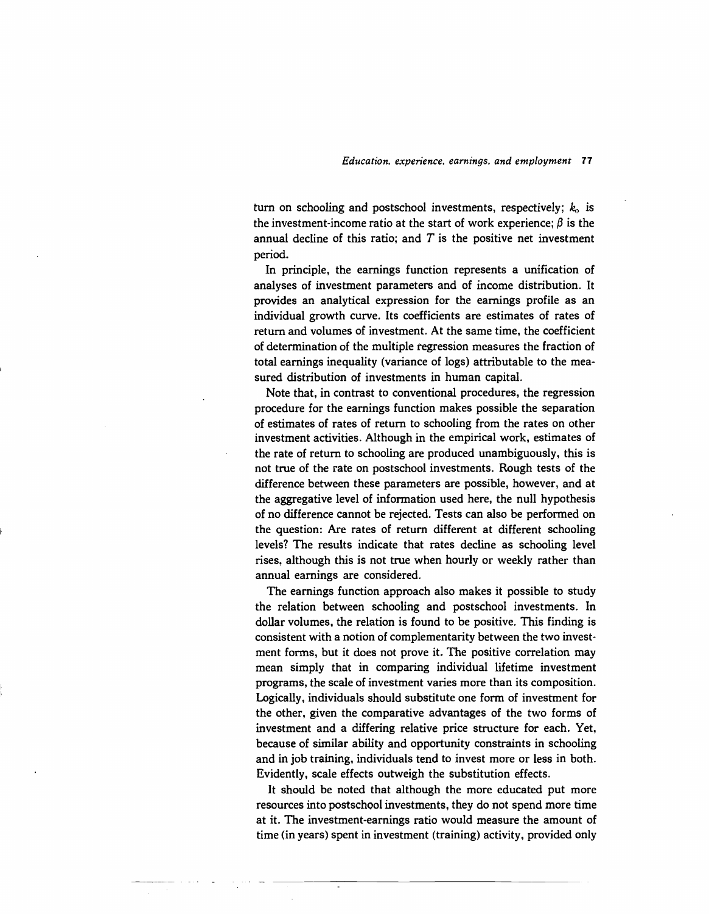turn on schooling and postschool investments, respectively; $k_0$ is the investment-income ratio at the start of work experience; $\beta$ is the annual decline of this ratio; and $T$ is the positive net investment period.

In principle, the earnings function represents a unification of analyses of investment parameters and of income distribution. It provides an analytical expression for the earnings profile as an individual growth curve. Its coefficients are estimates of rates of return and volumes of investment. At the same time, the coefficient of determination of the multiple regression measures the fraction of total earnings inequality (variance of logs) attributable to the measured distribution of investments in human capital.

Note that, in contrast to conventional procedures, the regression procedure for the earnings function makes possible the separation of estimates of rates of return to schooling from the rates on other investment activities. Although in the empirical work, estimates of the rate of return to schooling are produced unambiguously, this is not true of the rate on postschool investments. Rough tests of the difference between these parameters are possible, however, and at the aggregative level of information used here, the null hypothesis of no difference cannot be rejected. Tests can also be performed on the question: Are rates of return different at different schooling levels? The results indicate that rates decline as schooling level rises, although this is not true when hourly or weekly rather than annual earnings are considered.

The earnings function approach also makes it possible to study the relation between schooling and postschool investments. In dollar volumes, the relation is found to be positive. This finding is consistent with a notion of complementarity between the two investment forms, but it does not prove it. The positive correlation may mean simply that in comparing individual lifetime investment programs, the scale of investment varies more than its composition. Logically, individuals should substitute one form of investment for the other, given the comparative advantages of the two forms of investment and a differing relative price structure for each. Yet, because of similar ability and opportunity constraints in schooling and in job training, individuals tend to invest more or less in both. Evidently, scale effects outweigh the substitution effects.

It should be noted that although the more educated put more resources into postschool investments, they do not spend more time at it. The investment-earnings ratio would measure the amount of time (in years) spent in investment (training) activity, provided only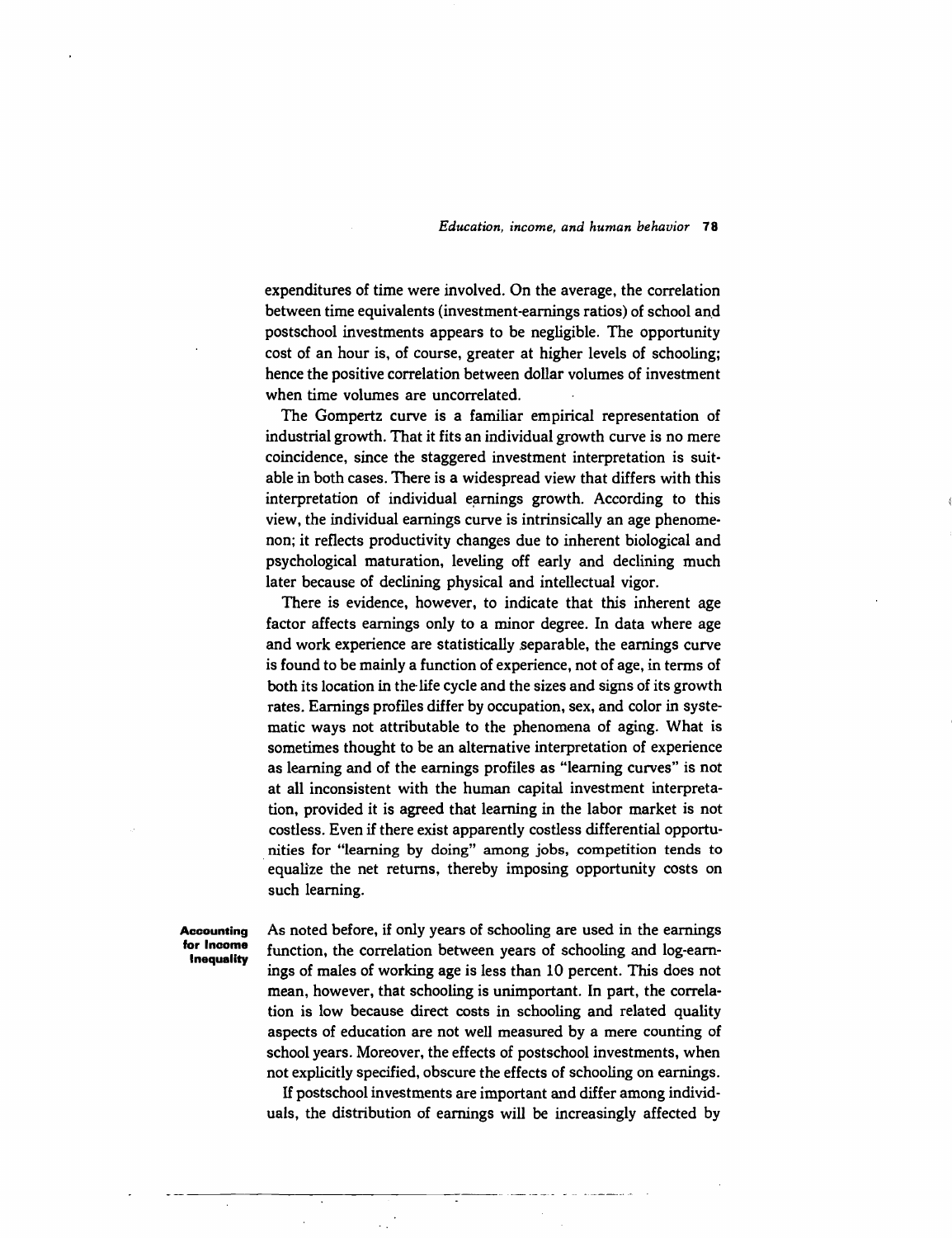expenditures of time were involved. On the average, the correlation between time equivalents (investment-earnings ratios) of school and postschool investments appears to be negligible. The opportunity cost of an hour is, of course, greater at higher levels of schooling; hence the positive correlation between dollar volumes of investment when time volumes are uncorrelated.

The Gompertz curve is a familiar empirical representation of industrial growth. That it fits an individual growth curve is no mere coincidence, since the staggered investment interpretation is suitable in both cases. There is a widespread view that differs with this interpretation of individual earnings growth. According to this view, the individual earnings curve is intrinsically an age phenomenon; it reflects productivity changes due to inherent biological and psychological maturation, leveling off early and declining much later because of declining physical and intellectual vigor.

There is evidence, however, to indicate that this inherent age factor affects earnings only to a minor degree. In data where age and work experience are statistically separable, the earnings curve is found to be mainly a function of experience, not of age, in terms of both its location in the life cycle and the sizes and signs of its growth rates. Earnings profiles differ by occupation, sex, and color in systematic ways not attributable to the phenomena of aging. What is sometimes thought to be an alternative interpretation of experience as learning and of the earnings profiles as "learning curves" is not at all inconsistent with the human capital investment interpretation, provided it is agreed that learning in the labor market is not costless. Even if there exist apparently costless differential opportunities for "learning by doing" among jobs, competition tends to equalize the net returns, thereby imposing opportunity costs on such learning.

## Accounting for Income Inequality

As noted before, if only years of schooling are used in the earnings function, the correlation between years of schooling and log-earnings of males of working age is less than 10 percent. This does not mean, however, that schooling is unimportant. In part, the correlation is low because direct costs in schooling and related quality aspects of education are not well measured by a mere counting of school years. Moreover, the effects of postschool investments, when not explicitly specified, obscure the effects of schooling on earnings.

If postschool investments are important and differ among individuals, the distribution of earnings will be increasingly affected by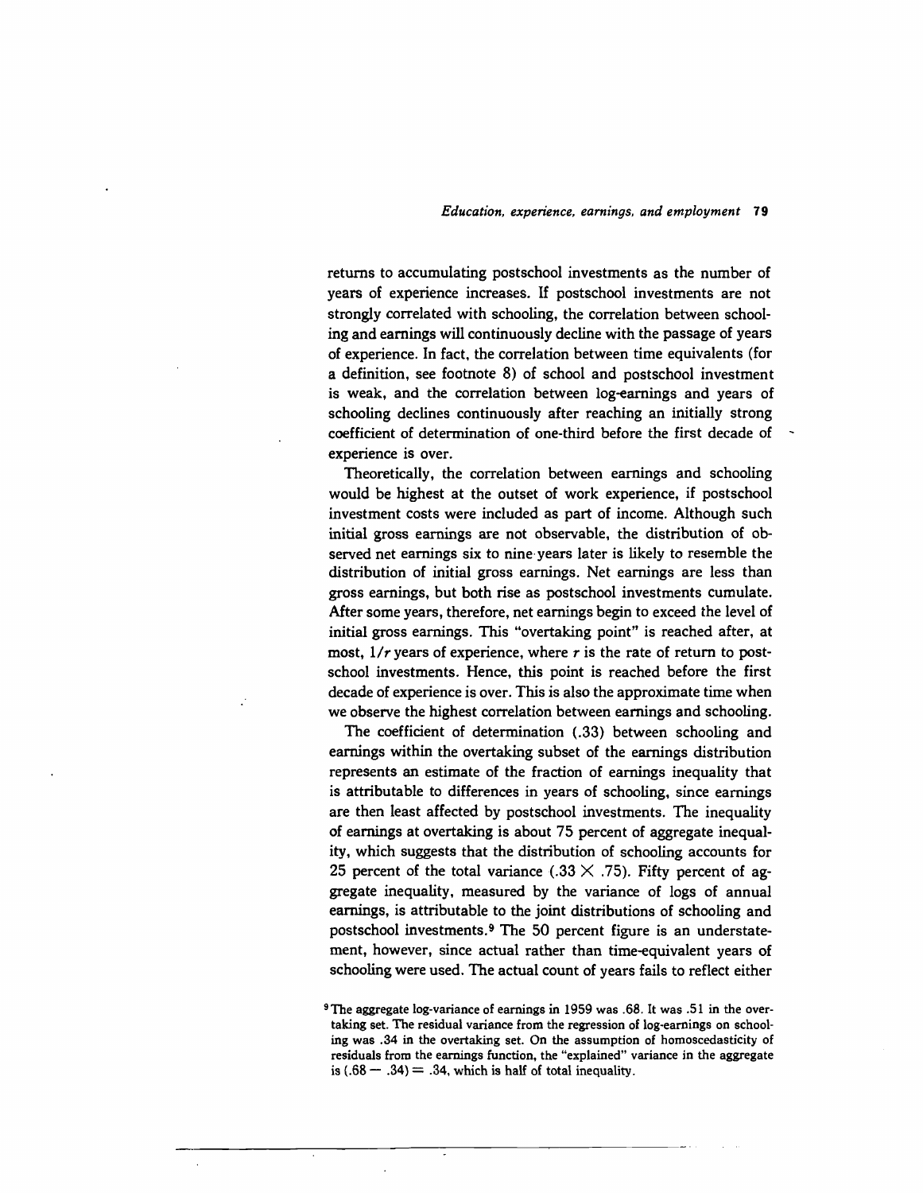returns to accumulating postschool investments as the number of years of experience increases. If postschool investments are not strongly correlated with schooling, the correlation between schooling and earnings will continuously decline with the passage of years of experience. In fact, the correlation between time equivalents (for a definition, see footnote 8) of school and postschool investment is weak, and the correlation between log-earnings and years of schooling declines continuously after reaching an initially strong coefficient of determination of one-third before the first decade of experience is over.

Theoretically, the correlation between earnings and schooling would be highest at the outset of work experience, if postschool investment costs were included as part of income. Although such initial gross earnings are not observable, the distribution of observed net earnings six to nine years later is likely to resemble the distribution of initial gross earnings. Net earnings are less than gross earnings, but both rise as postschool investments cumulate. After some years, therefore, net earnings begin to exceed the level of initial gross earnings. This "overtaking point" is reached after, at most, $1/r$ years of experience, where $r$ is the rate of return to postschool investments. Hence, this point is reached before the first decade of experience is over. This is also the approximate time when we observe the highest correlation between earnings and schooling.

The coefficient of determination (.33) between schooling and earnings within the overtaking subset of the earnings distribution represents an estimate of the fraction of earnings inequality that is attributable to differences in years of schooling, since earnings are then least affected by postschool investments. The inequality of earnings at overtaking is about 75 percent of aggregate inequality, which suggests that the distribution of schooling accounts for 25 percent of the total variance ($.33 \times .75$). Fifty percent of aggregate inequality, measured by the variance of logs of annual earnings, is attributable to the joint distributions of schooling and postschool investments.[9] The 50 percent figure is an understatement, however, since actual rather than time-equivalent years of schooling were used. The actual count of years fails to reflect either

[9] The aggregate log-variance of earnings in 1959 was .68. It was .51 in the overtaking set. The residual variance from the regression of log-earnings on schooling was .34 in the overtaking set. On the assumption of homoscedasticity of residuals from the earnings function, the "explained" variance in the aggregate is $(.68 - .34) = .34$, which is half of total inequality.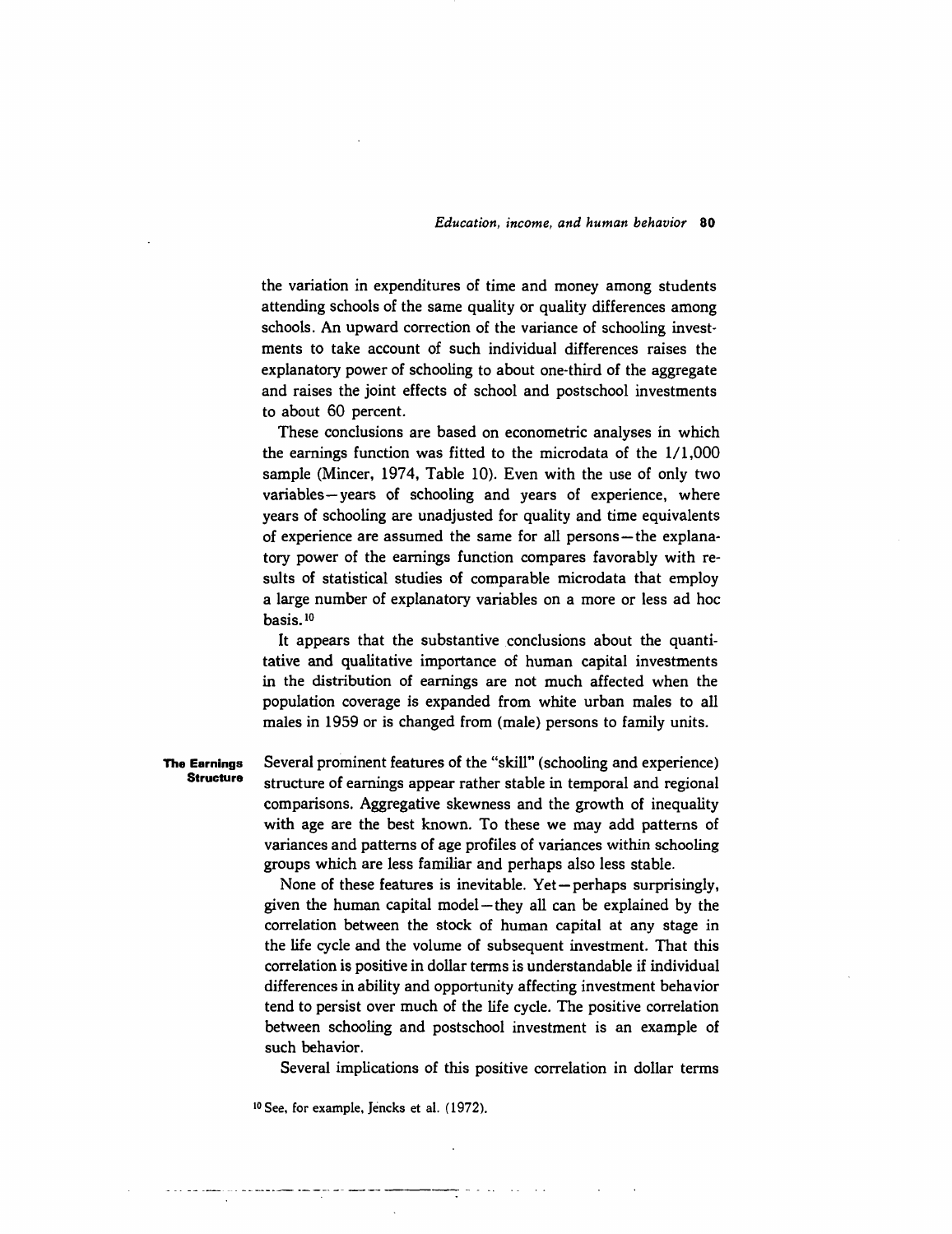the variation in expenditures of time and money among students attending schools of the same quality or quality differences among schools. An upward correction of the variance of schooling investments to take account of such individual differences raises the explanatory power of schooling to about one-third of the aggregate and raises the joint effects of school and postschool investments to about 60 percent.

These conclusions are based on econometric analyses in which the earnings function was fitted to the microdata of the 1/1,000 sample (Mincer, 1974, Table 10). Even with the use of only two variables—years of schooling and years of experience, where years of schooling are unadjusted for quality and time equivalents of experience are assumed the same for all persons—the explanatory power of the earnings function compares favorably with results of statistical studies of comparable microdata that employ a large number of explanatory variables on a more or less ad hoc basis.[10]

It appears that the substantive conclusions about the quantitative and qualitative importance of human capital investments in the distribution of earnings are not much affected when the population coverage is expanded from white urban males to all males in 1959 or is changed from (male) persons to family units.

## The Earnings Structure

Several prominent features of the "skill" (schooling and experience) structure of earnings appear rather stable in temporal and regional comparisons. Aggregative skewness and the growth of inequality with age are the best known. To these we may add patterns of variances and patterns of age profiles of variances within schooling groups which are less familiar and perhaps also less stable.

None of these features is inevitable. Yet—perhaps surprisingly, given the human capital model—they all can be explained by the correlation between the stock of human capital at any stage in the life cycle and the volume of subsequent investment. That this correlation is positive in dollar terms is understandable if individual differences in ability and opportunity affecting investment behavior tend to persist over much of the life cycle. The positive correlation between schooling and postschool investment is an example of such behavior.

Several implications of this positive correlation in dollar terms

[10] See, for example, Jencks et al. (1972).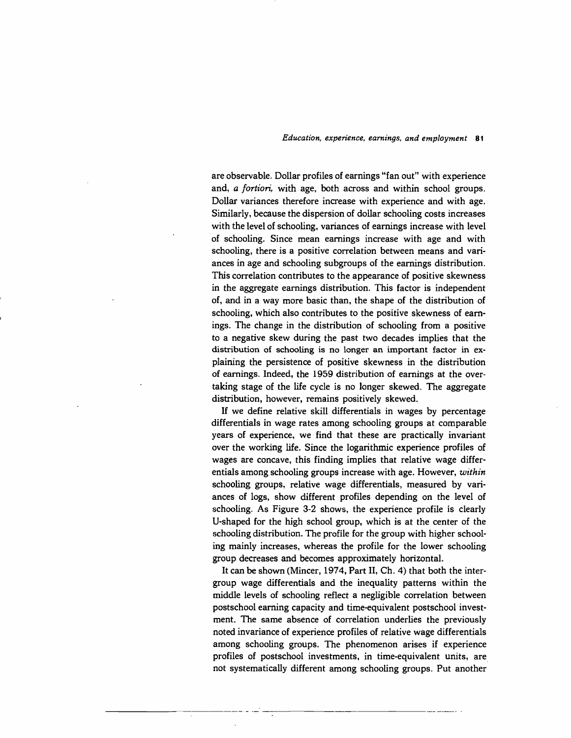are observable. Dollar profiles of earnings "fan out" with experience and, *a fortiori*, with age, both across and within school groups. Dollar variances therefore increase with experience and with age. Similarly, because the dispersion of dollar schooling costs increases with the level of schooling, variances of earnings increase with level of schooling. Since mean earnings increase with age and with schooling, there is a positive correlation between means and variances in age and schooling subgroups of the earnings distribution. This correlation contributes to the appearance of positive skewness in the aggregate earnings distribution. This factor is independent of, and in a way more basic than, the shape of the distribution of schooling, which also contributes to the positive skewness of earnings. The change in the distribution of schooling from a positive to a negative skew during the past two decades implies that the distribution of schooling is no longer an important factor in explaining the persistence of positive skewness in the distribution of earnings. Indeed, the 1959 distribution of earnings at the overtaking stage of the life cycle is no longer skewed. The aggregate distribution, however, remains positively skewed.

If we define relative skill differentials in wages by percentage differentials in wage rates among schooling groups at comparable years of experience, we find that these are practically invariant over the working life. Since the logarithmic experience profiles of wages are concave, this finding implies that relative wage differentials among schooling groups increase with age. However, *within* schooling groups, relative wage differentials, measured by variances of logs, show different profiles depending on the level of schooling. As Figure 3-2 shows, the experience profile is clearly U-shaped for the high school group, which is at the center of the schooling distribution. The profile for the group with higher schooling mainly increases, whereas the profile for the lower schooling group decreases and becomes approximately horizontal.

It can be shown (Mincer, 1974, Part II, Ch. 4) that both the intergroup wage differentials and the inequality patterns within the middle levels of schooling reflect a negligible correlation between postschool earning capacity and time-equivalent postschool investment. The same absence of correlation underlies the previously noted invariance of experience profiles of relative wage differentials among schooling groups. The phenomenon arises if experience profiles of postschool investments, in time-equivalent units, are not systematically different among schooling groups. Put another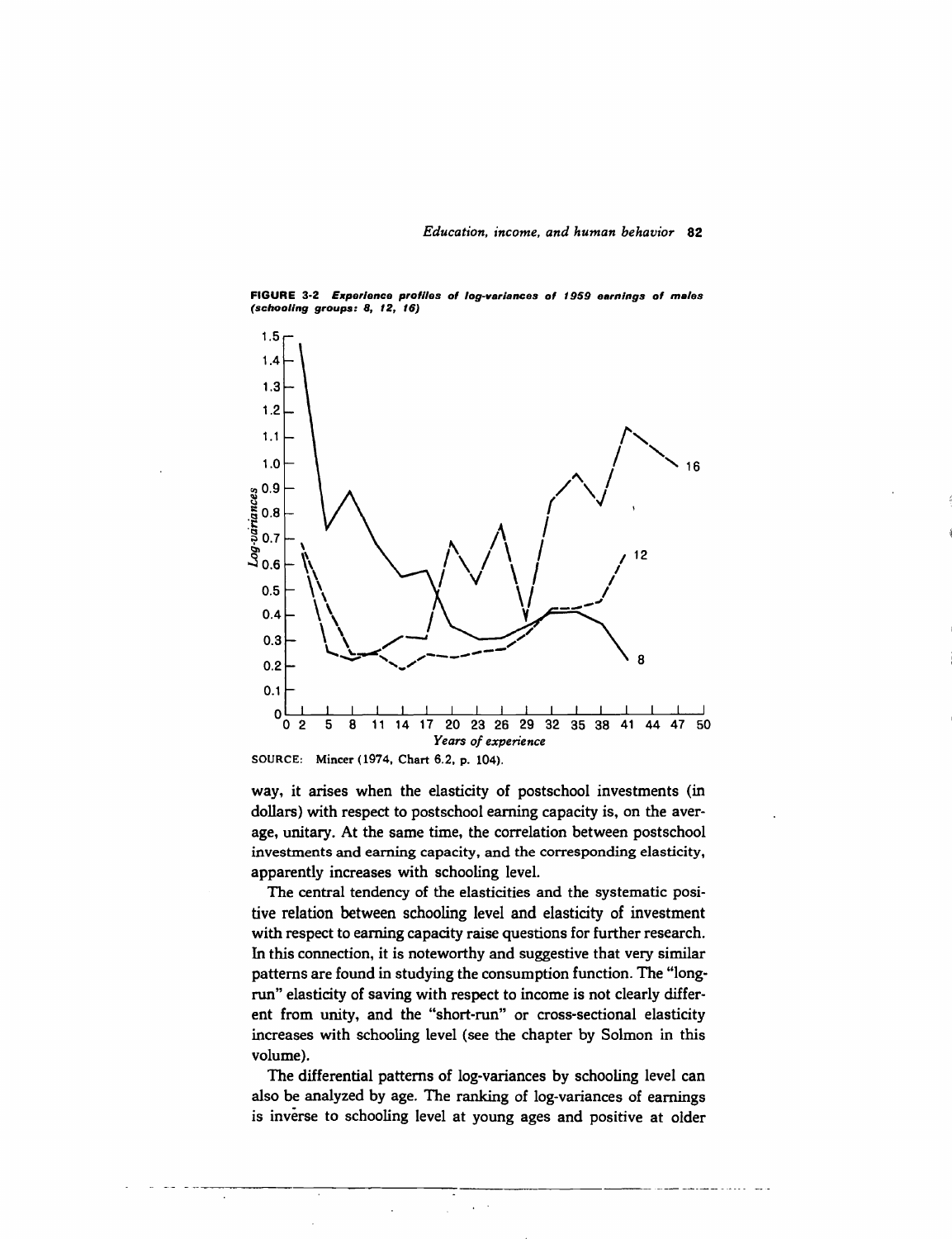**FIGURE 3-2** *Experience profiles of log-variances of 1959 earnings of males (schooling groups: 8, 12, 16)*

SOURCE: Mincer (1974, Chart 6.2, p. 104).

way, it arises when the elasticity of postschool investments (in dollars) with respect to postschool earning capacity is, on the average, unitary. At the same time, the correlation between postschool investments and earning capacity, and the corresponding elasticity, apparently increases with schooling level.

The central tendency of the elasticities and the systematic positive relation between schooling level and elasticity of investment with respect to earning capacity raise questions for further research. In this connection, it is noteworthy and suggestive that very similar patterns are found in studying the consumption function. The "long-run" elasticity of saving with respect to income is not clearly different from unity, and the "short-run" or cross-sectional elasticity increases with schooling level (see the chapter by Solmon in this volume).

The differential patterns of log-variances by schooling level can also be analyzed by age. The ranking of log-variances of earnings is inverse to schooling level at young ages and positive at older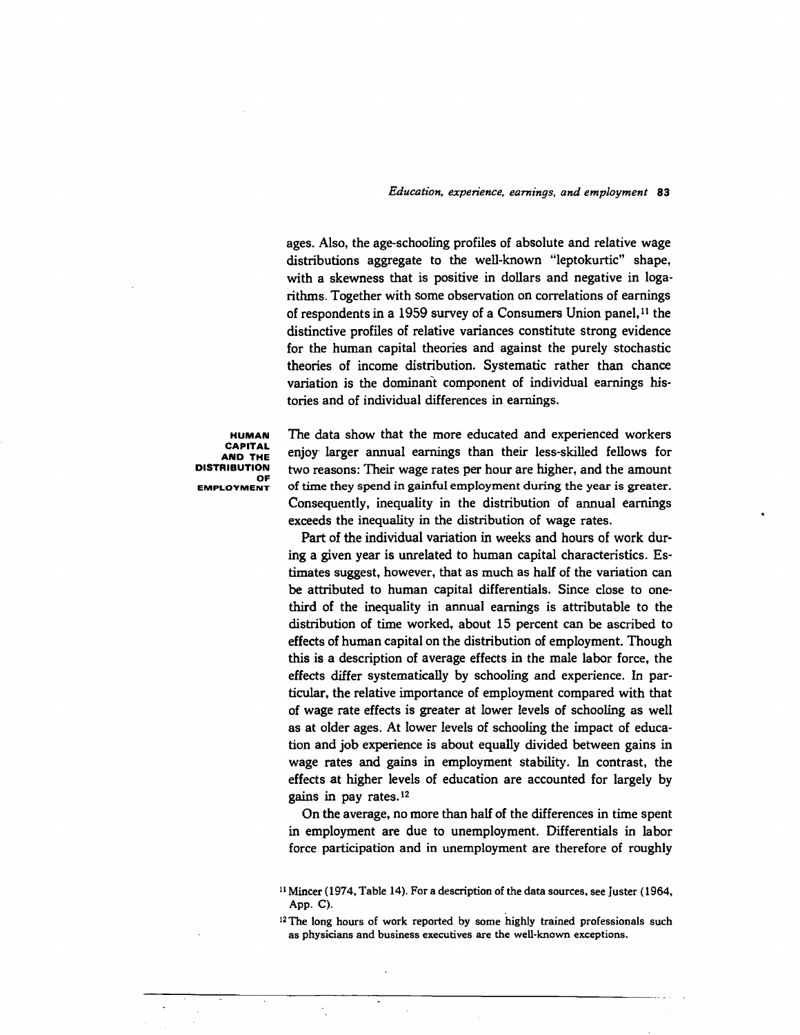ages. Also, the age-schooling profiles of absolute and relative wage distributions aggregate to the well-known "leptokurtic" shape, with a skewness that is positive in dollars and negative in logarithms. Together with some observation on correlations of earnings of respondents in a 1959 survey of a Consumers Union panel,[11] the distinctive profiles of relative variances constitute strong evidence for the human capital theories and against the purely stochastic theories of income distribution. Systematic rather than chance variation is the dominant component of individual earnings histories and of individual differences in earnings.

## HUMAN CAPITAL AND THE DISTRIBUTION OF EMPLOYMENT

The data show that the more educated and experienced workers enjoy larger annual earnings than their less-skilled fellows for two reasons: Their wage rates per hour are higher, and the amount of time they spend in gainful employment during the year is greater. Consequently, inequality in the distribution of annual earnings exceeds the inequality in the distribution of wage rates.

Part of the individual variation in weeks and hours of work during a given year is unrelated to human capital characteristics. Estimates suggest, however, that as much as half of the variation can be attributed to human capital differentials. Since close to one-third of the inequality in annual earnings is attributable to the distribution of time worked, about 15 percent can be ascribed to effects of human capital on the distribution of employment. Though this is a description of average effects in the male labor force, the effects differ systematically by schooling and experience. In particular, the relative importance of employment compared with that of wage rate effects is greater at lower levels of schooling as well as at older ages. At lower levels of schooling the impact of education and job experience is about equally divided between gains in wage rates and gains in employment stability. In contrast, the effects at higher levels of education are accounted for largely by gains in pay rates.[12]

On the average, no more than half of the differences in time spent in employment are due to unemployment. Differentials in labor force participation and in unemployment are therefore of roughly

[11] Mincer (1974, Table 14). For a description of the data sources, see Juster (1964, App. C).

[12] The long hours of work reported by some highly trained professionals such as physicians and business executives are the well-known exceptions.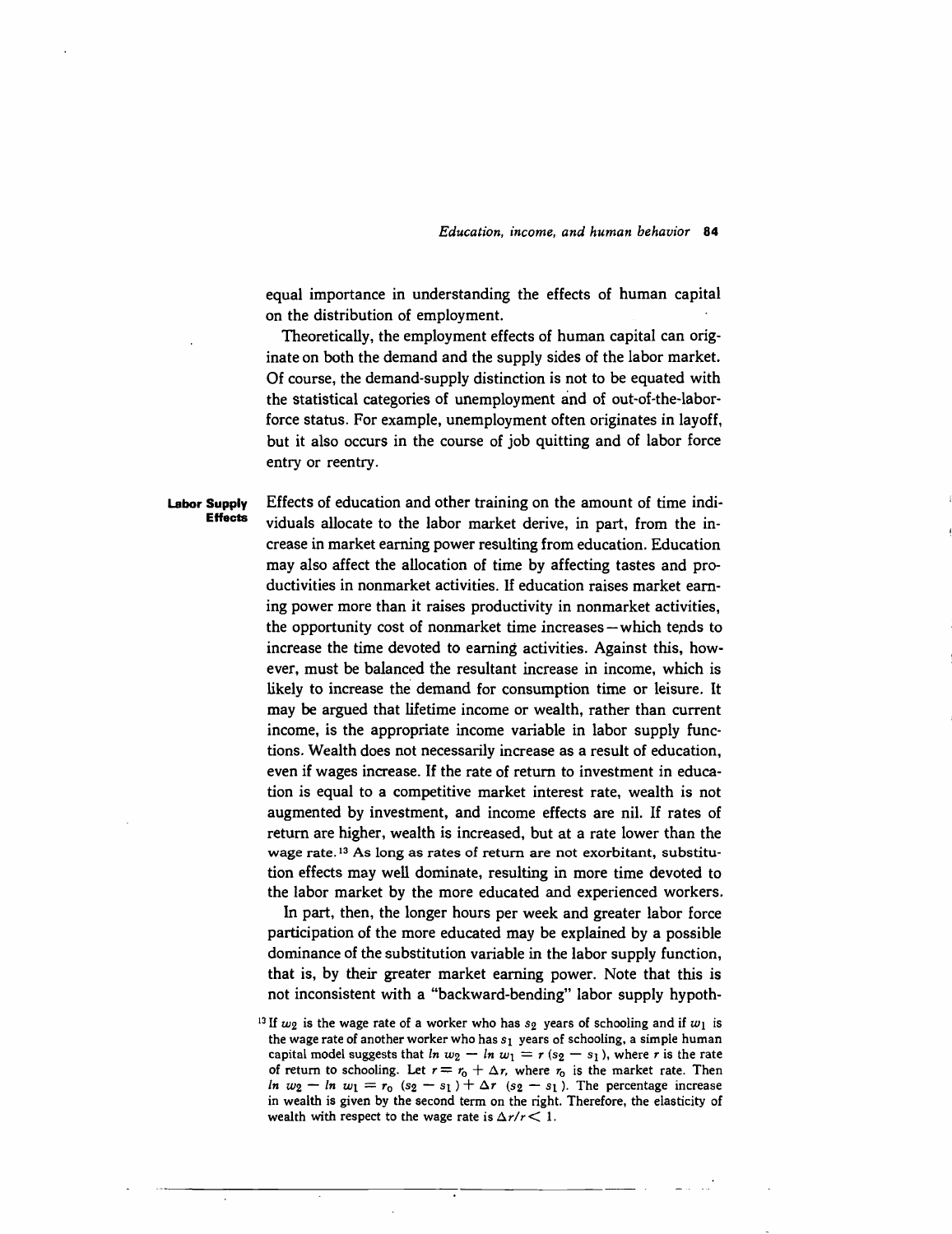equal importance in understanding the effects of human capital on the distribution of employment.

Theoretically, the employment effects of human capital can originate on both the demand and the supply sides of the labor market. Of course, the demand-supply distinction is not to be equated with the statistical categories of unemployment and of out-of-the-labor-force status. For example, unemployment often originates in layoff, but it also occurs in the course of job quitting and of labor force entry or reentry.

### Labor Supply Effects

Effects of education and other training on the amount of time individuals allocate to the labor market derive, in part, from the increase in market earning power resulting from education. Education may also affect the allocation of time by affecting tastes and productivities in nonmarket activities. If education raises market earning power more than it raises productivity in nonmarket activities, the opportunity cost of nonmarket time increases—which tends to increase the time devoted to earning activities. Against this, however, must be balanced the resultant increase in income, which is likely to increase the demand for consumption time or leisure. It may be argued that lifetime income or wealth, rather than current income, is the appropriate income variable in labor supply functions. Wealth does not necessarily increase as a result of education, even if wages increase. If the rate of return to investment in education is equal to a competitive market interest rate, wealth is not augmented by investment, and income effects are nil. If rates of return are higher, wealth is increased, but at a rate lower than the wage rate.[13] As long as rates of return are not exorbitant, substitution effects may well dominate, resulting in more time devoted to the labor market by the more educated and experienced workers.

In part, then, the longer hours per week and greater labor force participation of the more educated may be explained by a possible dominance of the substitution variable in the labor supply function, that is, by their greater market earning power. Note that this is not inconsistent with a "backward-bending" labor supply hypoth-

[13] If $w_2$ is the wage rate of a worker who has $s_2$ years of schooling and if $w_1$ is the wage rate of another worker who has $s_1$ years of schooling, a simple human capital model suggests that $\ln w_2 - \ln w_1 = r(s_2 - s_1)$, where $r$ is the rate of return to schooling. Let $r = r_0 + \Delta r$, where $r_0$ is the market rate. Then $\ln w_2 - \ln w_1 = r_0 (s_2 - s_1) + \Delta r \; (s_2 - s_1)$. The percentage increase in wealth is given by the second term on the right. Therefore, the elasticity of wealth with respect to the wage rate is $\Delta r / r < 1$.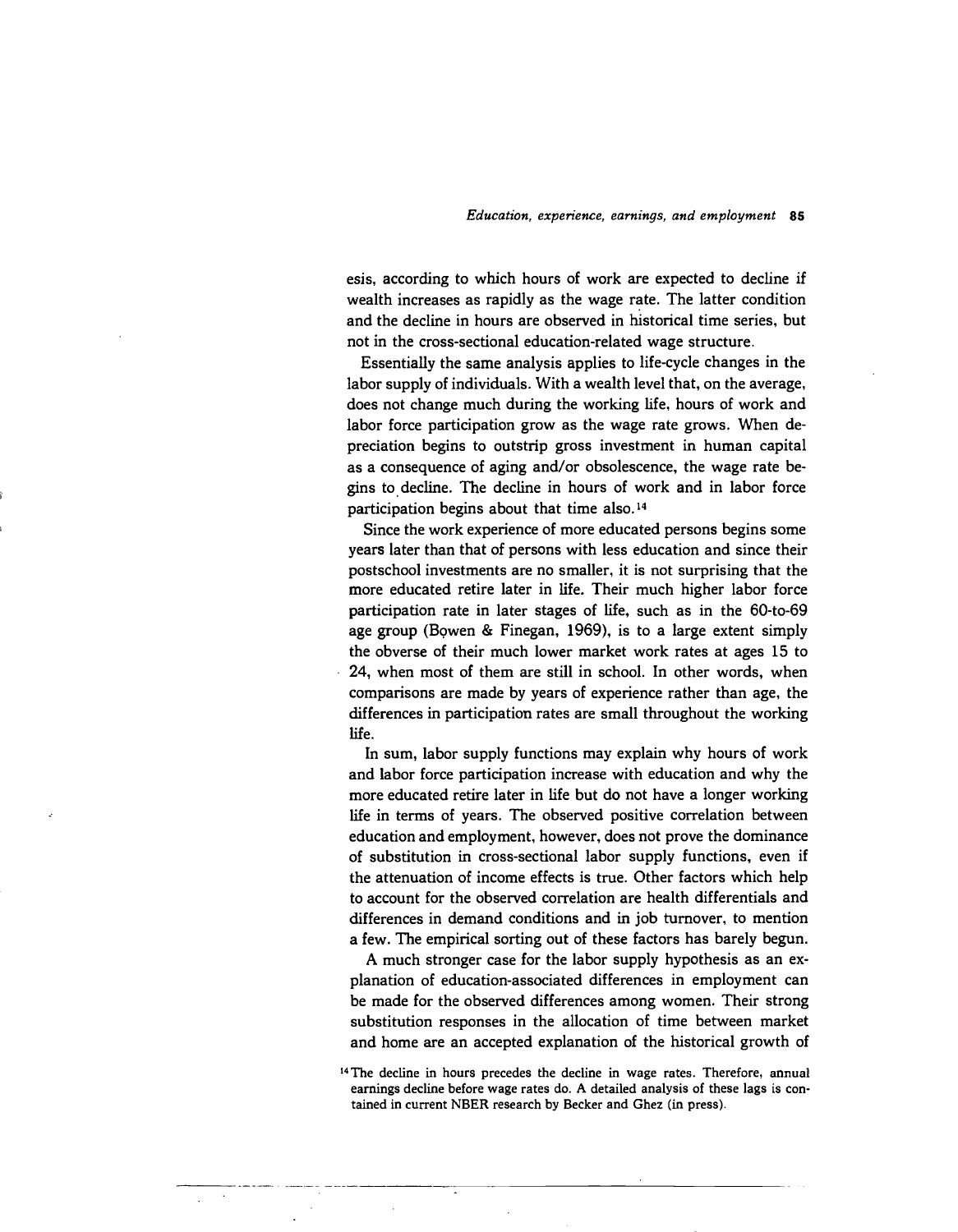esis, according to which hours of work are expected to decline if wealth increases as rapidly as the wage rate. The latter condition and the decline in hours are observed in historical time series, but not in the cross-sectional education-related wage structure.

Essentially the same analysis applies to life-cycle changes in the labor supply of individuals. With a wealth level that, on the average, does not change much during the working life, hours of work and labor force participation grow as the wage rate grows. When depreciation begins to outstrip gross investment in human capital as a consequence of aging and/or obsolescence, the wage rate begins to decline. The decline in hours of work and in labor force participation begins about that time also.[14]

Since the work experience of more educated persons begins some years later than that of persons with less education and since their postschool investments are no smaller, it is not surprising that the more educated retire later in life. Their much higher labor force participation rate in later stages of life, such as in the 60-to-69 age group (Bowen & Finegan, 1969), is to a large extent simply the obverse of their much lower market work rates at ages 15 to 24, when most of them are still in school. In other words, when comparisons are made by years of experience rather than age, the differences in participation rates are small throughout the working life.

In sum, labor supply functions may explain why hours of work and labor force participation increase with education and why the more educated retire later in life but do not have a longer working life in terms of years. The observed positive correlation between education and employment, however, does not prove the dominance of substitution in cross-sectional labor supply functions, even if the attenuation of income effects is true. Other factors which help to account for the observed correlation are health differentials and differences in demand conditions and in job turnover, to mention a few. The empirical sorting out of these factors has barely begun.

A much stronger case for the labor supply hypothesis as an explanation of education-associated differences in employment can be made for the observed differences among women. Their strong substitution responses in the allocation of time between market and home are an accepted explanation of the historical growth of

[14] The decline in hours precedes the decline in wage rates. Therefore, annual earnings decline before wage rates do. A detailed analysis of these lags is contained in current NBER research by Becker and Ghez (in press).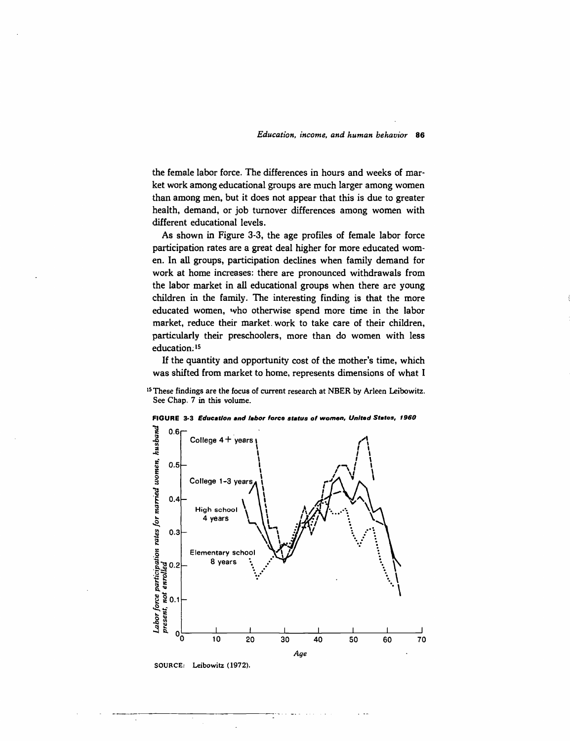the female labor force. The differences in hours and weeks of market work among educational groups are much larger among women than among men, but it does not appear that this is due to greater health, demand, or job turnover differences among women with different educational levels.

As shown in Figure 3-3, the age profiles of female labor force participation rates are a great deal higher for more educated women. In all groups, participation declines when family demand for work at home increases: there are pronounced withdrawals from the labor market in all educational groups when there are young children in the family. The interesting finding is that the more educated women, who otherwise spend more time in the labor market, reduce their market work to take care of their children, particularly their preschoolers, more than do women with less education.[15]

If the quantity and opportunity cost of the mother's time, which was shifted from market to home, represents dimensions of what I

[15] These findings are the focus of current research at NBER by Arleen Leibowitz. See Chap. 7 in this volume.

**FIGURE 3-3** *Education and labor force status of women, United States, 1960*

SOURCE: Leibowitz (1972).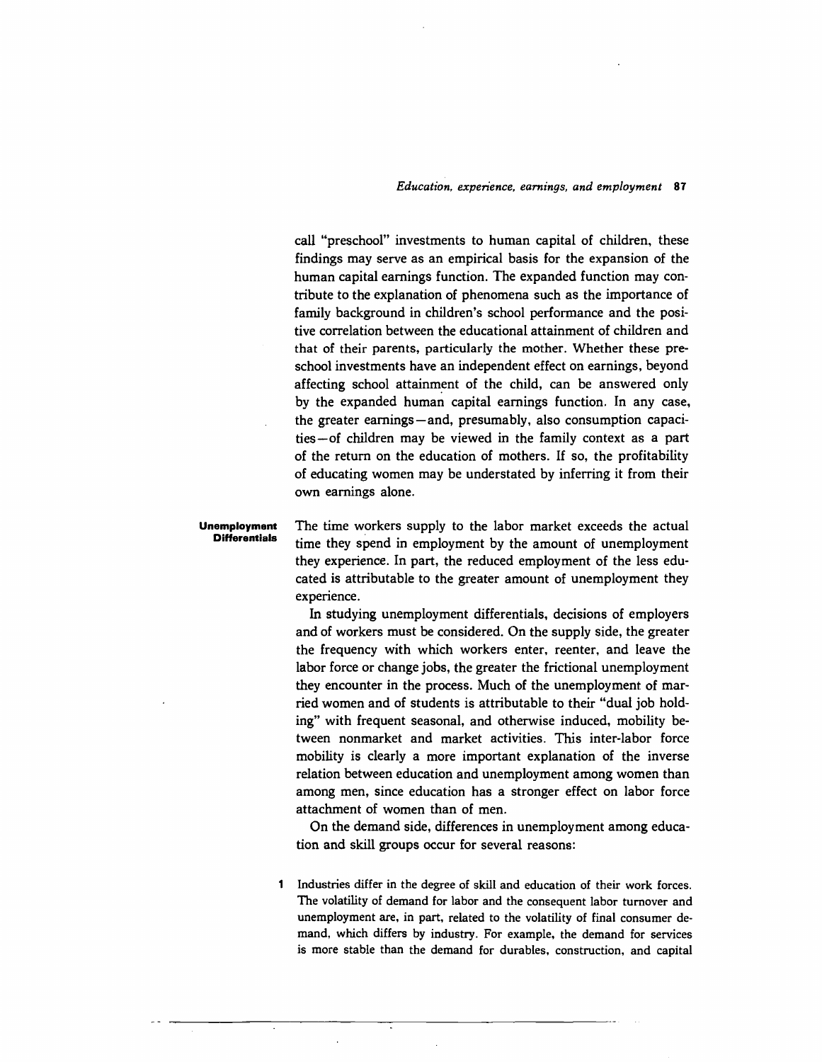call "preschool" investments to human capital of children, these findings may serve as an empirical basis for the expansion of the human capital earnings function. The expanded function may contribute to the explanation of phenomena such as the importance of family background in children's school performance and the positive correlation between the educational attainment of children and that of their parents, particularly the mother. Whether these preschool investments have an independent effect on earnings, beyond affecting school attainment of the child, can be answered only by the expanded human capital earnings function. In any case, the greater earnings—and, presumably, also consumption capacities—of children may be viewed in the family context as a part of the return on the education of mothers. If so, the profitability of educating women may be understated by inferring it from their own earnings alone.

## Unemployment Differentials

The time workers supply to the labor market exceeds the actual time they spend in employment by the amount of unemployment they experience. In part, the reduced employment of the less educated is attributable to the greater amount of unemployment they experience.

In studying unemployment differentials, decisions of employers and of workers must be considered. On the supply side, the greater the frequency with which workers enter, reenter, and leave the labor force or change jobs, the greater the frictional unemployment they encounter in the process. Much of the unemployment of married women and of students is attributable to their "dual job holding" with frequent seasonal, and otherwise induced, mobility between nonmarket and market activities. This inter-labor force mobility is clearly a more important explanation of the inverse relation between education and unemployment among women than among men, since education has a stronger effect on labor force attachment of women than of men.

On the demand side, differences in unemployment among education and skill groups occur for several reasons:

1. Industries differ in the degree of skill and education of their work forces. The volatility of demand for labor and the consequent labor turnover and unemployment are, in part, related to the volatility of final consumer demand, which differs by industry. For example, the demand for services is more stable than the demand for durables, construction, and capital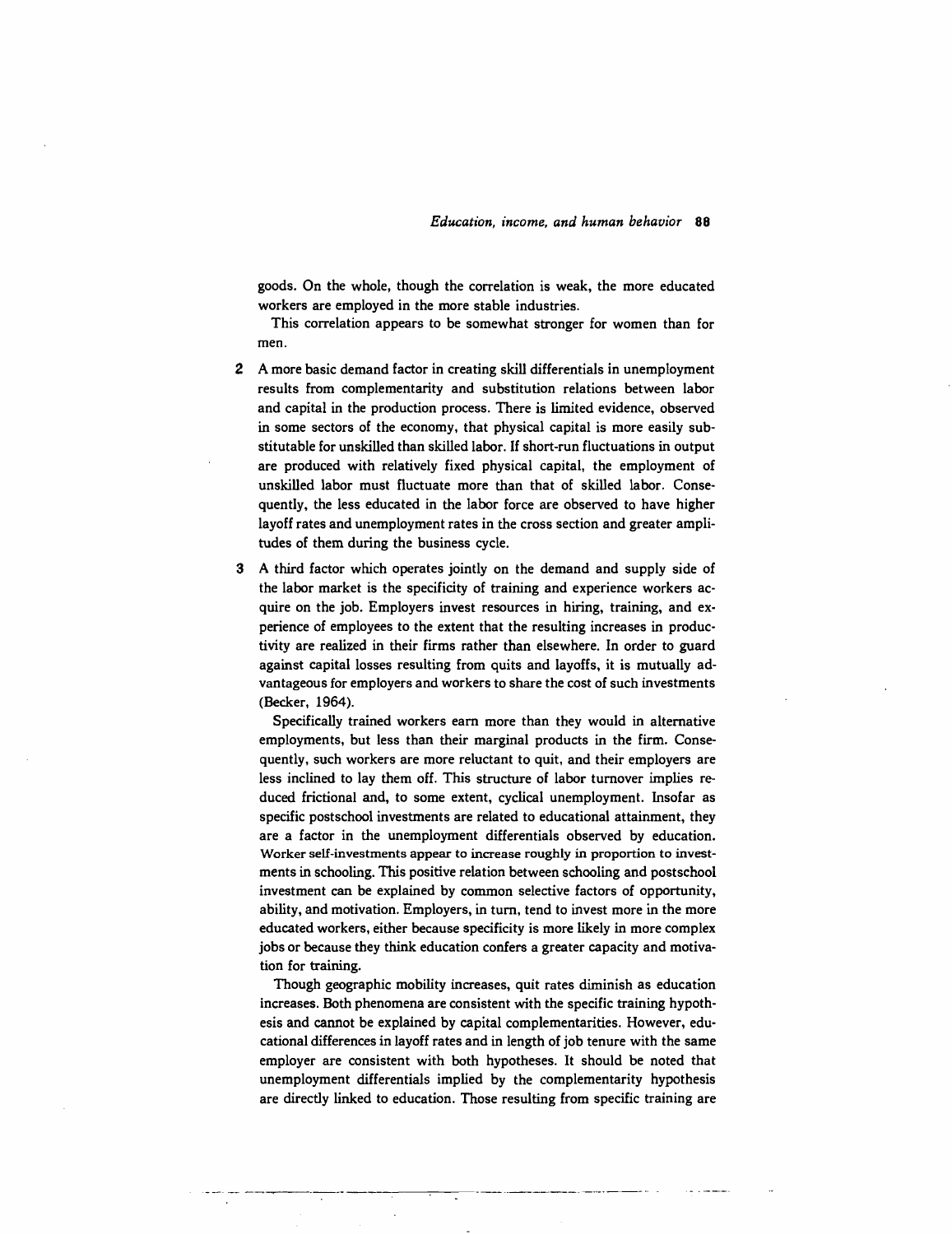goods. On the whole, though the correlation is weak, the more educated workers are employed in the more stable industries.

This correlation appears to be somewhat stronger for women than for men.

2 A more basic demand factor in creating skill differentials in unemployment results from complementarity and substitution relations between labor and capital in the production process. There is limited evidence, observed in some sectors of the economy, that physical capital is more easily substitutable for unskilled than skilled labor. If short-run fluctuations in output are produced with relatively fixed physical capital, the employment of unskilled labor must fluctuate more than that of skilled labor. Consequently, the less educated in the labor force are observed to have higher layoff rates and unemployment rates in the cross section and greater amplitudes of them during the business cycle.

3 A third factor which operates jointly on the demand and supply side of the labor market is the specificity of training and experience workers acquire on the job. Employers invest resources in hiring, training, and experience of employees to the extent that the resulting increases in productivity are realized in their firms rather than elsewhere. In order to guard against capital losses resulting from quits and layoffs, it is mutually advantageous for employers and workers to share the cost of such investments (Becker, 1964).

Specifically trained workers earn more than they would in alternative employments, but less than their marginal products in the firm. Consequently, such workers are more reluctant to quit, and their employers are less inclined to lay them off. This structure of labor turnover implies reduced frictional and, to some extent, cyclical unemployment. Insofar as specific postschool investments are related to educational attainment, they are a factor in the unemployment differentials observed by education. Worker self-investments appear to increase roughly in proportion to investments in schooling. This positive relation between schooling and postschool investment can be explained by common selective factors of opportunity, ability, and motivation. Employers, in turn, tend to invest more in the more educated workers, either because specificity is more likely in more complex jobs or because they think education confers a greater capacity and motivation for training.

Though geographic mobility increases, quit rates diminish as education increases. Both phenomena are consistent with the specific training hypothesis and cannot be explained by capital complementarities. However, educational differences in layoff rates and in length of job tenure with the same employer are consistent with both hypotheses. It should be noted that unemployment differentials implied by the complementarity hypothesis are directly linked to education. Those resulting from specific training are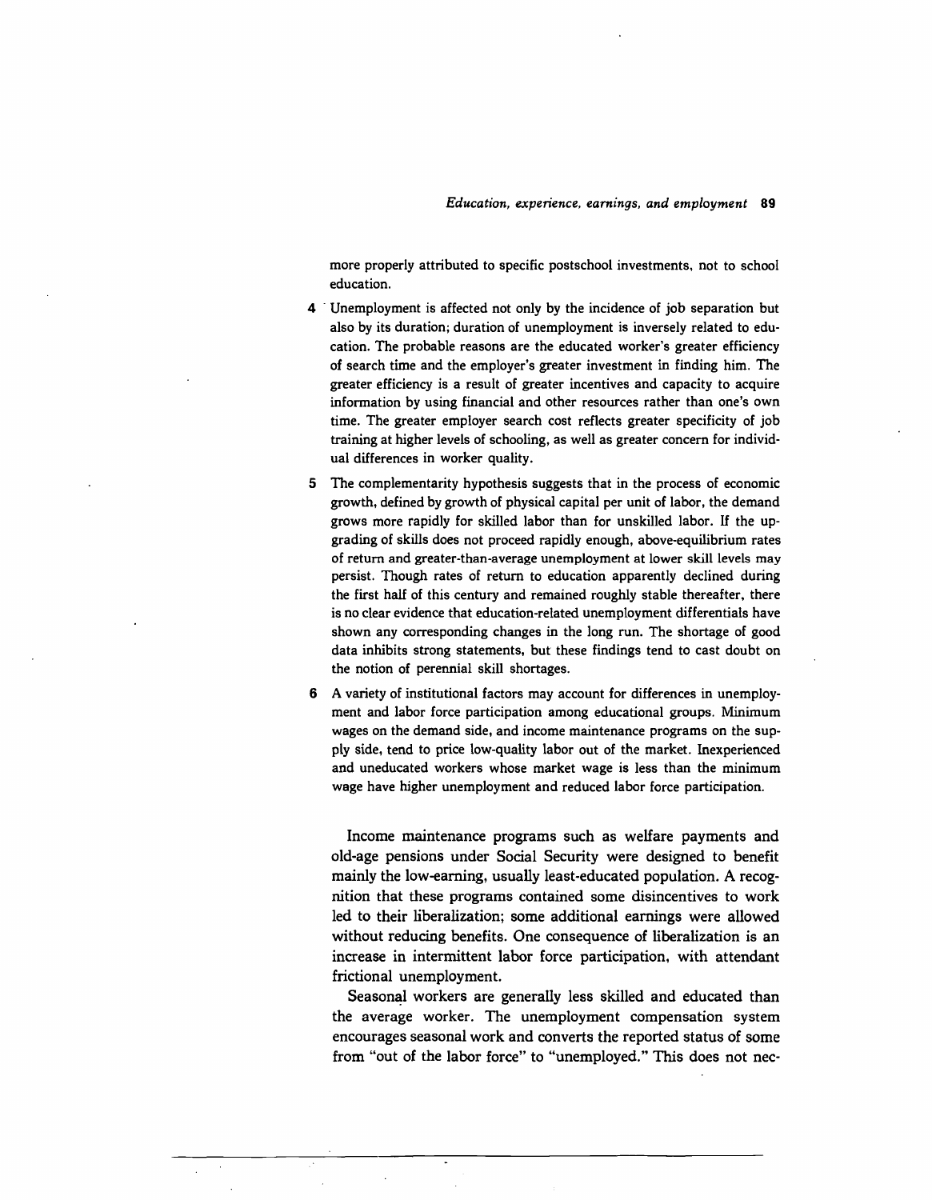more properly attributed to specific postschool investments, not to school education.

4. Unemployment is affected not only by the incidence of job separation but also by its duration; duration of unemployment is inversely related to education. The probable reasons are the educated worker's greater efficiency of search time and the employer's greater investment in finding him. The greater efficiency is a result of greater incentives and capacity to acquire information by using financial and other resources rather than one's own time. The greater employer search cost reflects greater specificity of job training at higher levels of schooling, as well as greater concern for individual differences in worker quality.

5. The complementarity hypothesis suggests that in the process of economic growth, defined by growth of physical capital per unit of labor, the demand grows more rapidly for skilled labor than for unskilled labor. If the upgrading of skills does not proceed rapidly enough, above-equilibrium rates of return and greater-than-average unemployment at lower skill levels may persist. Though rates of return to education apparently declined during the first half of this century and remained roughly stable thereafter, there is no clear evidence that education-related unemployment differentials have shown any corresponding changes in the long run. The shortage of good data inhibits strong statements, but these findings tend to cast doubt on the notion of perennial skill shortages.

6. A variety of institutional factors may account for differences in unemployment and labor force participation among educational groups. Minimum wages on the demand side, and income maintenance programs on the supply side, tend to price low-quality labor out of the market. Inexperienced and uneducated workers whose market wage is less than the minimum wage have higher unemployment and reduced labor force participation.

Income maintenance programs such as welfare payments and old-age pensions under Social Security were designed to benefit mainly the low-earning, usually least-educated population. A recognition that these programs contained some disincentives to work led to their liberalization; some additional earnings were allowed without reducing benefits. One consequence of liberalization is an increase in intermittent labor force participation, with attendant frictional unemployment.

Seasonal workers are generally less skilled and educated than the average worker. The unemployment compensation system encourages seasonal work and converts the reported status of some from "out of the labor force" to "unemployed." This does not nec-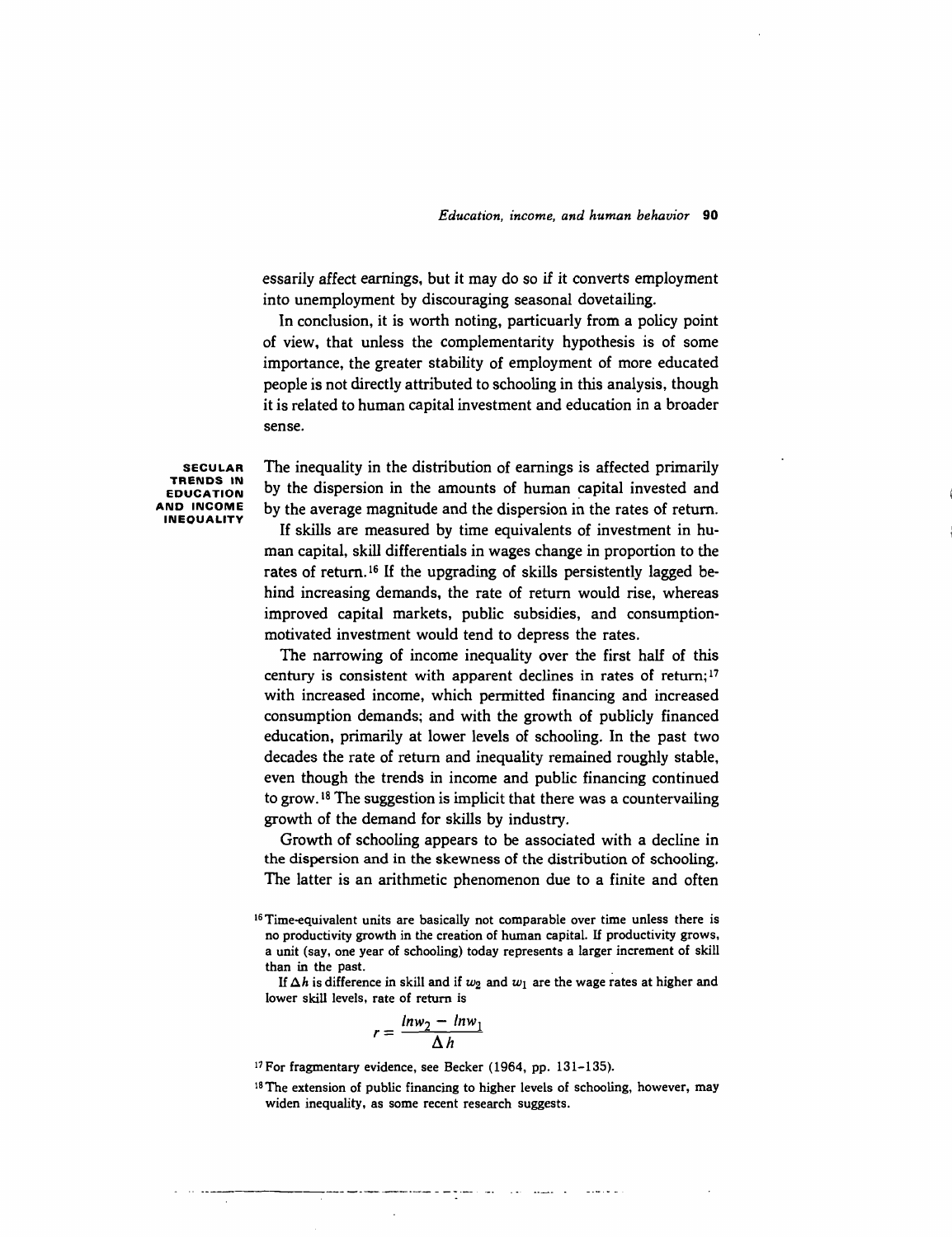essarily affect earnings, but it may do so if it converts employment into unemployment by discouraging seasonal dovetailing.

In conclusion, it is worth noting, particularly from a policy point of view, that unless the complementarity hypothesis is of some importance, the greater stability of employment of more educated people is not directly attributed to schooling in this analysis, though it is related to human capital investment and education in a broader sense.

## SECULAR TRENDS IN EDUCATION AND INCOME INEQUALITY

The inequality in the distribution of earnings is affected primarily by the dispersion in the amounts of human capital invested and by the average magnitude and the dispersion in the rates of return.

If skills are measured by time equivalents of investment in human capital, skill differentials in wages change in proportion to the rates of return.[16] If the upgrading of skills persistently lagged behind increasing demands, the rate of return would rise, whereas improved capital markets, public subsidies, and consumption-motivated investment would tend to depress the rates.

The narrowing of income inequality over the first half of this century is consistent with apparent declines in rates of return;[17] with increased income, which permitted financing and increased consumption demands; and with the growth of publicly financed education, primarily at lower levels of schooling. In the past two decades the rate of return and inequality remained roughly stable, even though the trends in income and public financing continued to grow.[18] The suggestion is implicit that there was a countervailing growth of the demand for skills by industry.

Growth of schooling appears to be associated with a decline in the dispersion and in the skewness of the distribution of schooling. The latter is an arithmetic phenomenon due to a finite and often

---

[16] Time-equivalent units are basically not comparable over time unless there is no productivity growth in the creation of human capital. If productivity grows, a unit (say, one year of schooling) today represents a larger increment of skill than in the past.

If $\Delta h$ is difference in skill and if $w_2$ and $w_1$ are the wage rates at higher and lower skill levels, rate of return is

$$r = \frac{\ln w_2 - \ln w_1}{\Delta h}$$

[17] For fragmentary evidence, see Becker (1964, pp. 131–135).

[18] The extension of public financing to higher levels of schooling, however, may widen inequality, as some recent research suggests.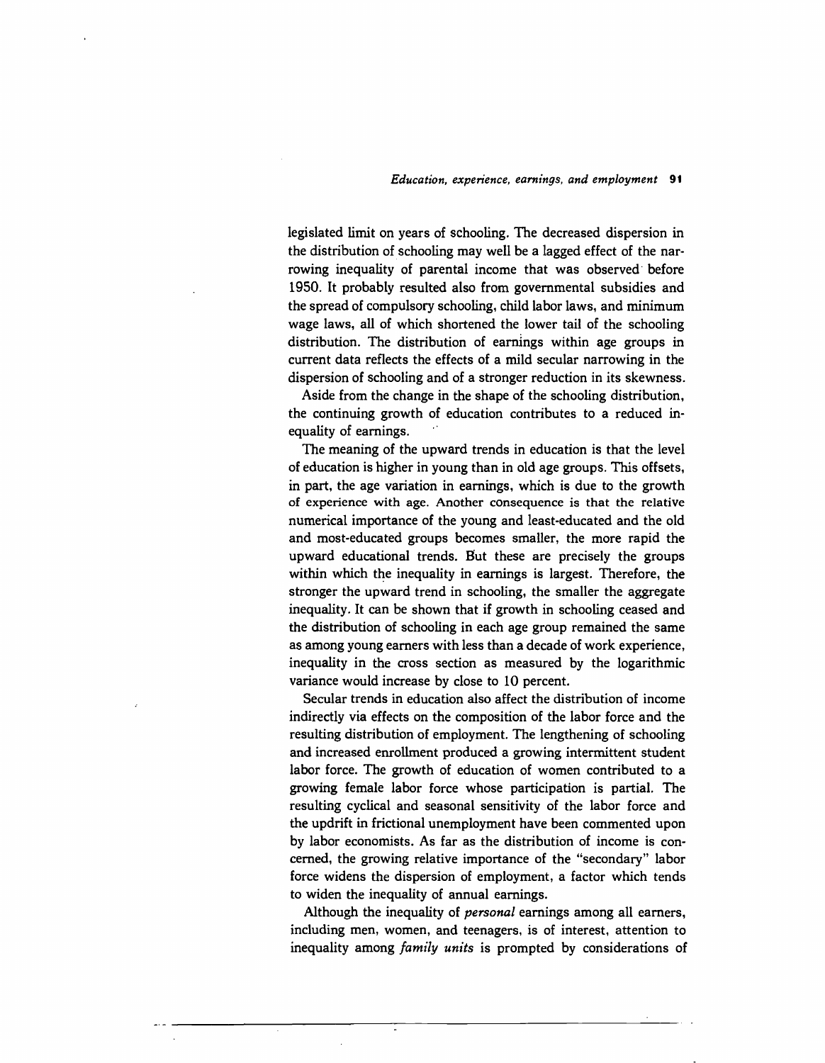legislated limit on years of schooling. The decreased dispersion in the distribution of schooling may well be a lagged effect of the narrowing inequality of parental income that was observed before 1950. It probably resulted also from governmental subsidies and the spread of compulsory schooling, child labor laws, and minimum wage laws, all of which shortened the lower tail of the schooling distribution. The distribution of earnings within age groups in current data reflects the effects of a mild secular narrowing in the dispersion of schooling and of a stronger reduction in its skewness.

Aside from the change in the shape of the schooling distribution, the continuing growth of education contributes to a reduced inequality of earnings.

The meaning of the upward trends in education is that the level of education is higher in young than in old age groups. This offsets, in part, the age variation in earnings, which is due to the growth of experience with age. Another consequence is that the relative numerical importance of the young and least-educated and the old and most-educated groups becomes smaller, the more rapid the upward educational trends. But these are precisely the groups within which the inequality in earnings is largest. Therefore, the stronger the upward trend in schooling, the smaller the aggregate inequality. It can be shown that if growth in schooling ceased and the distribution of schooling in each age group remained the same as among young earners with less than a decade of work experience, inequality in the cross section as measured by the logarithmic variance would increase by close to 10 percent.

Secular trends in education also affect the distribution of income indirectly via effects on the composition of the labor force and the resulting distribution of employment. The lengthening of schooling and increased enrollment produced a growing intermittent student labor force. The growth of education of women contributed to a growing female labor force whose participation is partial. The resulting cyclical and seasonal sensitivity of the labor force and the updrift in frictional unemployment have been commented upon by labor economists. As far as the distribution of income is concerned, the growing relative importance of the "secondary" labor force widens the dispersion of employment, a factor which tends to widen the inequality of annual earnings.

Although the inequality of *personal* earnings among all earners, including men, women, and teenagers, is of interest, attention to inequality among *family units* is prompted by considerations of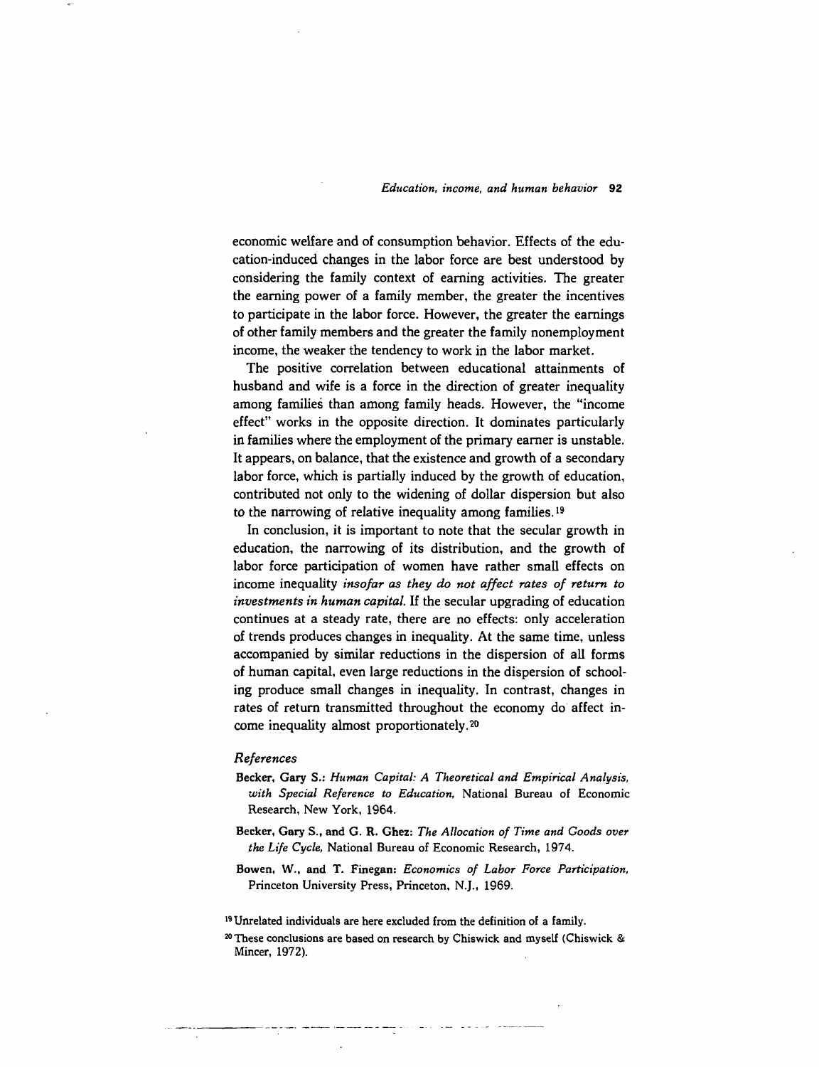economic welfare and of consumption behavior. Effects of the education-induced changes in the labor force are best understood by considering the family context of earning activities. The greater the earning power of a family member, the greater the incentives to participate in the labor force. However, the greater the earnings of other family members and the greater the family nonemployment income, the weaker the tendency to work in the labor market.

The positive correlation between educational attainments of husband and wife is a force in the direction of greater inequality among families than among family heads. However, the "income effect" works in the opposite direction. It dominates particularly in families where the employment of the primary earner is unstable. It appears, on balance, that the existence and growth of a secondary labor force, which is partially induced by the growth of education, contributed not only to the widening of dollar dispersion but also to the narrowing of relative inequality among families.[19]

In conclusion, it is important to note that the secular growth in education, the narrowing of its distribution, and the growth of labor force participation of women have rather small effects on income inequality *insofar as they do not affect rates of return to investments in human capital.* If the secular upgrading of education continues at a steady rate, there are no effects: only acceleration of trends produces changes in inequality. At the same time, unless accompanied by similar reductions in the dispersion of all forms of human capital, even large reductions in the dispersion of schooling produce small changes in inequality. In contrast, changes in rates of return transmitted throughout the economy do affect income inequality almost proportionately.[20]

### References

Becker, Gary S.: *Human Capital: A Theoretical and Empirical Analysis, with Special Reference to Education,* National Bureau of Economic Research, New York, 1964.

Becker, Gary S., and G. R. Ghez: *The Allocation of Time and Goods over the Life Cycle,* National Bureau of Economic Research, 1974.

Bowen, W., and T. Finegan: *Economics of Labor Force Participation,* Princeton University Press, Princeton, N.J., 1969.

[19] Unrelated individuals are here excluded from the definition of a family.

[20] These conclusions are based on research by Chiswick and myself (Chiswick & Mincer, 1972).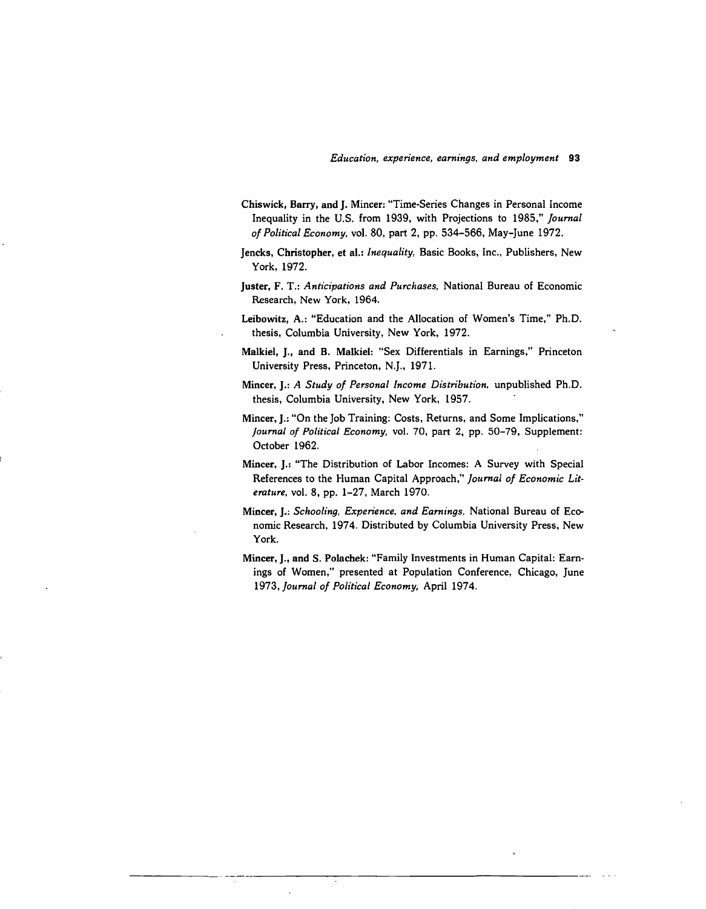**Chiswick, Barry, and J. Mincer**: "Time-Series Changes in Personal Income Inequality in the U.S. from 1939, with Projections to 1985," *Journal of Political Economy*, vol. 80, part 2, pp. 534–566, May–June 1972.

**Jencks, Christopher, et al.**: *Inequality*, Basic Books, Inc., Publishers, New York, 1972.

**Juster, F. T.**: *Anticipations and Purchases*, National Bureau of Economic Research, New York, 1964.

**Leibowitz, A.**: "Education and the Allocation of Women's Time," Ph.D. thesis, Columbia University, New York, 1972.

**Malkiel, J., and B. Malkiel**: "Sex Differentials in Earnings," Princeton University Press, Princeton, N.J., 1971.

**Mincer, J.**: *A Study of Personal Income Distribution*, unpublished Ph.D. thesis, Columbia University, New York, 1957.

**Mincer, J.**: "On the Job Training: Costs, Returns, and Some Implications," *Journal of Political Economy*, vol. 70, part 2, pp. 50–79, Supplement: October 1962.

**Mincer, J.**: "The Distribution of Labor Incomes: A Survey with Special References to the Human Capital Approach," *Journal of Economic Literature*, vol. 8, pp. 1–27, March 1970.

**Mincer, J.**: *Schooling, Experience, and Earnings*, National Bureau of Economic Research, 1974. Distributed by Columbia University Press, New York.

**Mincer, J., and S. Polachek**: "Family Investments in Human Capital: Earnings of Women," presented at Population Conference, Chicago, June 1973, *Journal of Political Economy*, April 1974.